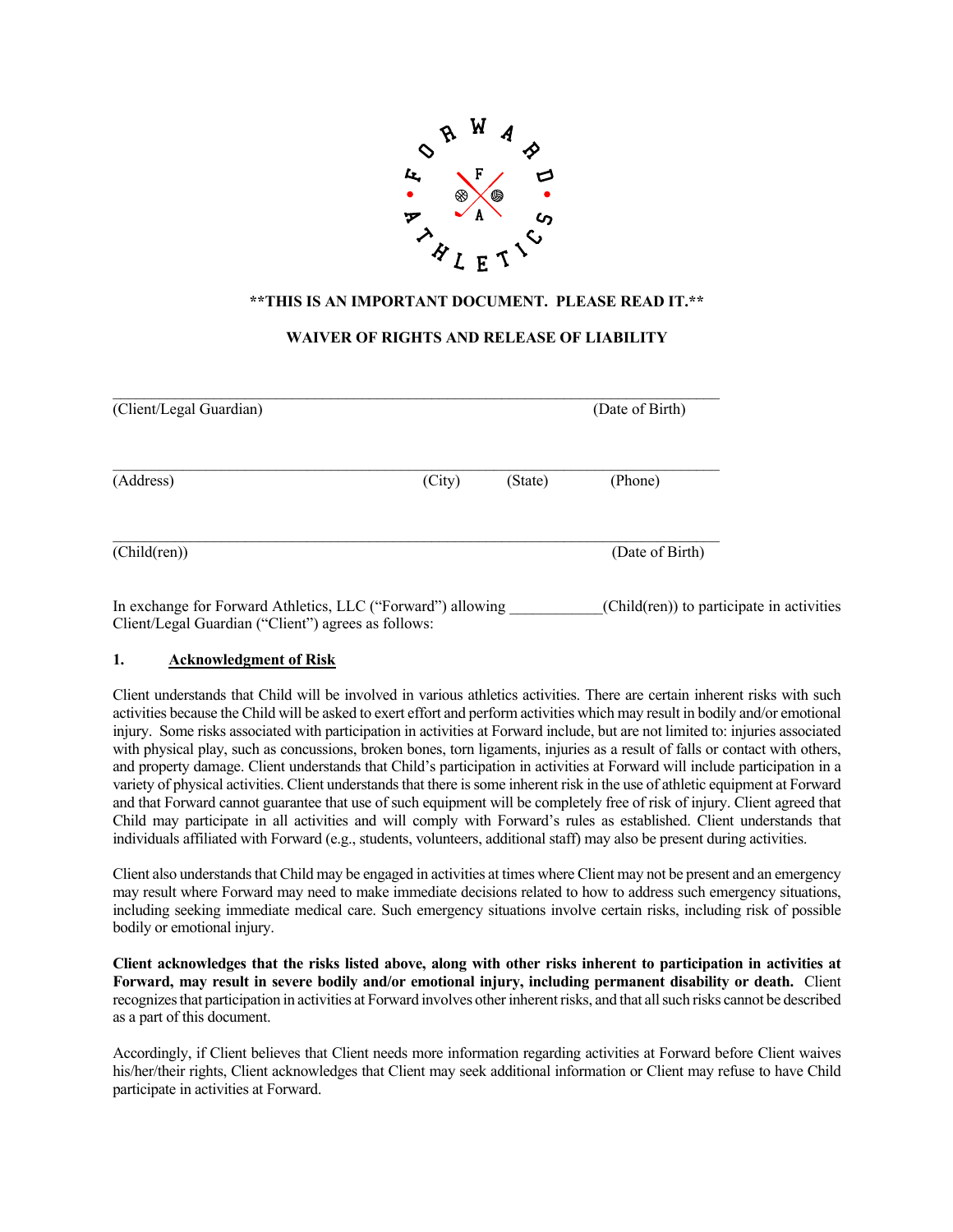**\*\*THIS IS AN IMPORTANT DOCUMENT. PLEASE READ IT.\*\***

**WAIVER OF RIGHTS AND RELEASE OF LIABILITY**

\_\_\_\_\_\_\_\_\_\_\_\_\_\_\_\_\_\_\_\_\_\_\_\_\_\_\_\_\_\_\_\_\_\_\_\_\_\_\_\_\_\_\_\_\_\_\_\_\_\_\_\_\_\_\_\_\_\_\_\_\_\_\_\_\_\_\_\_\_\_

(Client/Legal Guardian) (Date of Birth)

\_\_\_\_\_\_\_\_\_\_\_\_\_\_\_\_\_\_\_\_\_\_\_\_\_\_\_\_\_\_\_\_\_\_\_\_\_\_\_\_\_\_\_\_\_\_\_\_\_\_\_\_\_\_\_\_\_\_\_\_\_\_\_\_\_\_\_\_\_\_

(Address) (City) (State) (Phone)

\_\_\_\_\_\_\_\_\_\_\_\_\_\_\_\_\_\_\_\_\_\_\_\_\_\_\_\_\_\_\_\_\_\_\_\_\_\_\_\_\_\_\_\_\_\_\_\_\_\_\_\_\_\_\_\_\_\_\_\_\_\_\_\_\_\_\_\_\_\_

(Child(ren)) (Date of Birth)

In exchange for Forward Athletics, LLC ("Forward") allowing \_\_\_\_\_\_\_\_\_\_\_\_(Child(ren)) to participate in activities Client/Legal Guardian ("Client") agrees as follows:

## 1. Acknowledgment of Risk

Client understands that Child will be involved in various athletics activities. There are certain inherent risks with such activities because the Child will be asked to exert effort and perform activities which may result in bodily and/or emotional injury. Some risks associated with participation in activities at Forward include, but are not limited to: injuries associated with physical play, such as concussions, broken bones, torn ligaments, injuries as a result of falls or contact with others, and property damage. Client understands that Child's participation in activities at Forward will include participation in a variety of physical activities. Client understands that there is some inherent risk in the use of athletic equipment at Forward and that Forward cannot guarantee that use of such equipment will be completely free of risk of injury. Client agreed that Child may participate in all activities and will comply with Forward's rules as established. Client understands that individuals affiliated with Forward (e.g., students, volunteers, additional staff) may also be present during activities.

Client also understands that Child may be engaged in activities at times where Client may not be present and an emergency may result where Forward may need to make immediate decisions related to how to address such emergency situations, including seeking immediate medical care. Such emergency situations involve certain risks, including risk of possible bodily or emotional injury.

**Client acknowledges that the risks listed above, along with other risks inherent to participation in activities at Forward, may result in severe bodily and/or emotional injury, including permanent disability or death.** Client recognizes that participation in activities at Forward involves other inherent risks, and that all such risks cannot be described as a part of this document.

Accordingly, if Client believes that Client needs more information regarding activities at Forward before Client waives his/her/their rights, Client acknowledges that Client may seek additional information or Client may refuse to have Child participate in activities at Forward.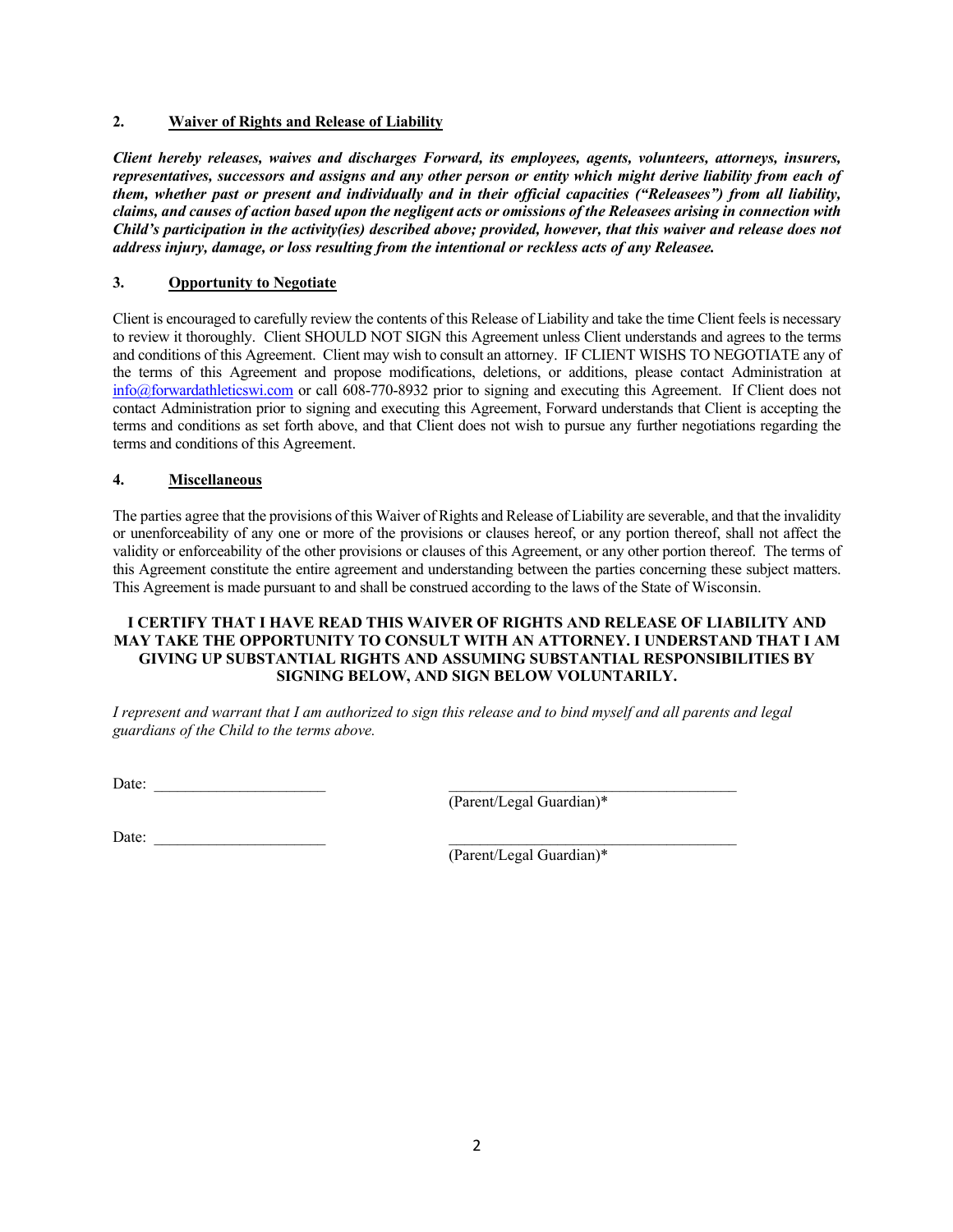## 2. Waiver of Rights and Release of Liability

***Client hereby releases, waives and discharges Forward, its employees, agents, volunteers, attorneys, insurers, representatives, successors and assigns and any other person or entity which might derive liability from each of them, whether past or present and individually and in their official capacities ("Releasees") from all liability, claims, and causes of action based upon the negligent acts or omissions of the Releasees arising in connection with Child's participation in the activity(ies) described above; provided, however, that this waiver and release does not address injury, damage, or loss resulting from the intentional or reckless acts of any Releasee.***

## 3. Opportunity to Negotiate

Client is encouraged to carefully review the contents of this Release of Liability and take the time Client feels is necessary to review it thoroughly. Client SHOULD NOT SIGN this Agreement unless Client understands and agrees to the terms and conditions of this Agreement. Client may wish to consult an attorney. IF CLIENT WISHES TO NEGOTIATE any of the terms of this Agreement and propose modifications, deletions, or additions, please contact Administration at info@forwardathleticswi.com or call 608-770-8932 prior to signing and executing this Agreement. If Client does not contact Administration prior to signing and executing this Agreement, Forward understands that Client is accepting the terms and conditions as set forth above, and that Client does not wish to pursue any further negotiations regarding the terms and conditions of this Agreement.

## 4. Miscellaneous

The parties agree that the provisions of this Waiver of Rights and Release of Liability are severable, and that the invalidity or unenforceability of any one or more of the provisions or clauses hereof, or any portion thereof, shall not affect the validity or enforceability of the other provisions or clauses of this Agreement, or any other portion thereof. The terms of this Agreement constitute the entire agreement and understanding between the parties concerning these subject matters. This Agreement is made pursuant to and shall be construed according to the laws of the State of Wisconsin.

**I CERTIFY THAT I HAVE READ THIS WAIVER OF RIGHTS AND RELEASE OF LIABILITY AND MAY TAKE THE OPPORTUNITY TO CONSULT WITH AN ATTORNEY. I UNDERSTAND THAT I AM GIVING UP SUBSTANTIAL RIGHTS AND ASSUMING SUBSTANTIAL RESPONSIBILITIES BY SIGNING BELOW, AND SIGN BELOW VOLUNTARILY.**

*I represent and warrant that I am authorized to sign this release and to bind myself and all parents and legal guardians of the Child to the terms above.*

Date: ______________________ ____________________________________
(Parent/Legal Guardian)*

Date: ______________________ ____________________________________
(Parent/Legal Guardian)*